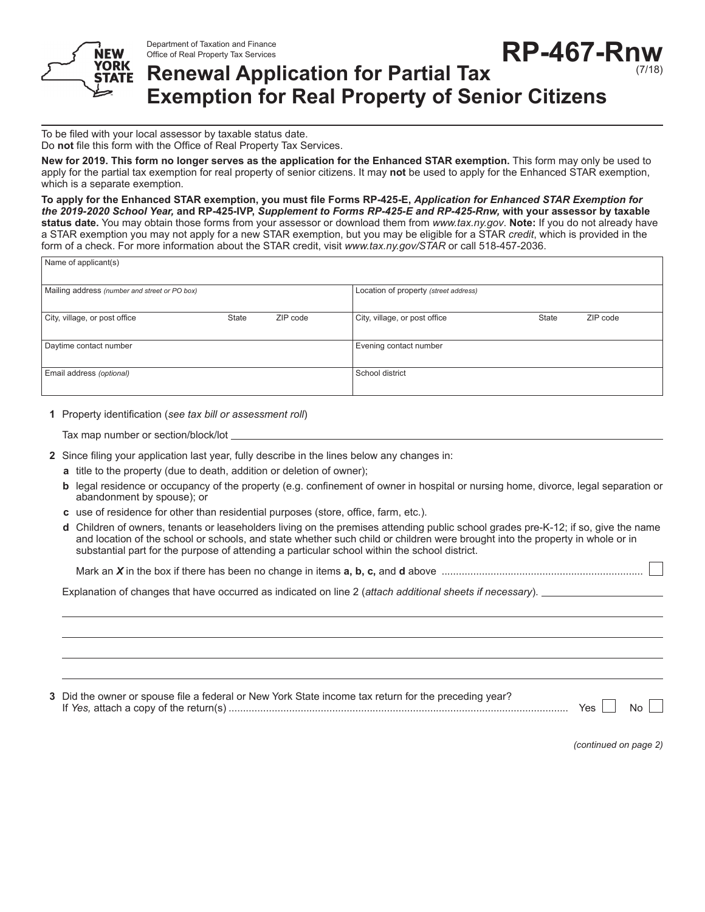Department of Taxation and Finance
Office of Real Property Tax Services

# RP-467-Rnw
(7/18)

# Renewal Application for Partial Tax Exemption for Real Property of Senior Citizens

To be filed with your local assessor by taxable status date.
Do **not** file this form with the Office of Real Property Tax Services.

**New for 2019. This form no longer serves as the application for the Enhanced STAR exemption.** This form may only be used to apply for the partial tax exemption for real property of senior citizens. It may **not** be used to apply for the Enhanced STAR exemption, which is a separate exemption.

**To apply for the Enhanced STAR exemption, you must file Forms RP-425-E, *Application for Enhanced STAR Exemption for the 2019-2020 School Year,* and RP-425-IVP, *Supplement to Forms RP-425-E and RP-425-Rnw,* with your assessor by taxable status date.** You may obtain those forms from your assessor or download them from *www.tax.ny.gov*. **Note:** If you do not already have a STAR exemption you may not apply for a new STAR exemption, but you may be eligible for a STAR *credit*, which is provided in the form of a check. For more information about the STAR credit, visit *www.tax.ny.gov/STAR* or call 518-457-2036.

| Name of applicant(s) | |
|---|---|
| Mailing address *(number and street or PO box)* | Location of property *(street address)* |
| City, village, or post office / State / ZIP code | City, village, or post office / State / ZIP code |
| Daytime contact number | Evening contact number |
| Email address *(optional)* | School district |

**1** Property identification (*see tax bill or assessment roll*)

Tax map number or section/block/lot ______________________

**2** Since filing your application last year, fully describe in the lines below any changes in:

**a** title to the property (due to death, addition or deletion of owner);

**b** legal residence or occupancy of the property (e.g. confinement of owner in hospital or nursing home, divorce, legal separation or abandonment by spouse); or

**c** use of residence for other than residential purposes (store, office, farm, etc.).

**d** Children of owners, tenants or leaseholders living on the premises attending public school grades pre-K-12; if so, give the name and location of the school or schools, and state whether such child or children were brought into the property in whole or in substantial part for the purpose of attending a particular school within the school district.

Mark an ***X*** in the box if there has been no change in items **a, b, c,** and **d** above .......... ☐

Explanation of changes that have occurred as indicated on line 2 (*attach additional sheets if necessary*). ______________________

______________________

______________________

______________________

______________________

**3** Did the owner or spouse file a federal or New York State income tax return for the preceding year?
If *Yes,* attach a copy of the return(s) .......... Yes ☐ No ☐

*(continued on page 2)*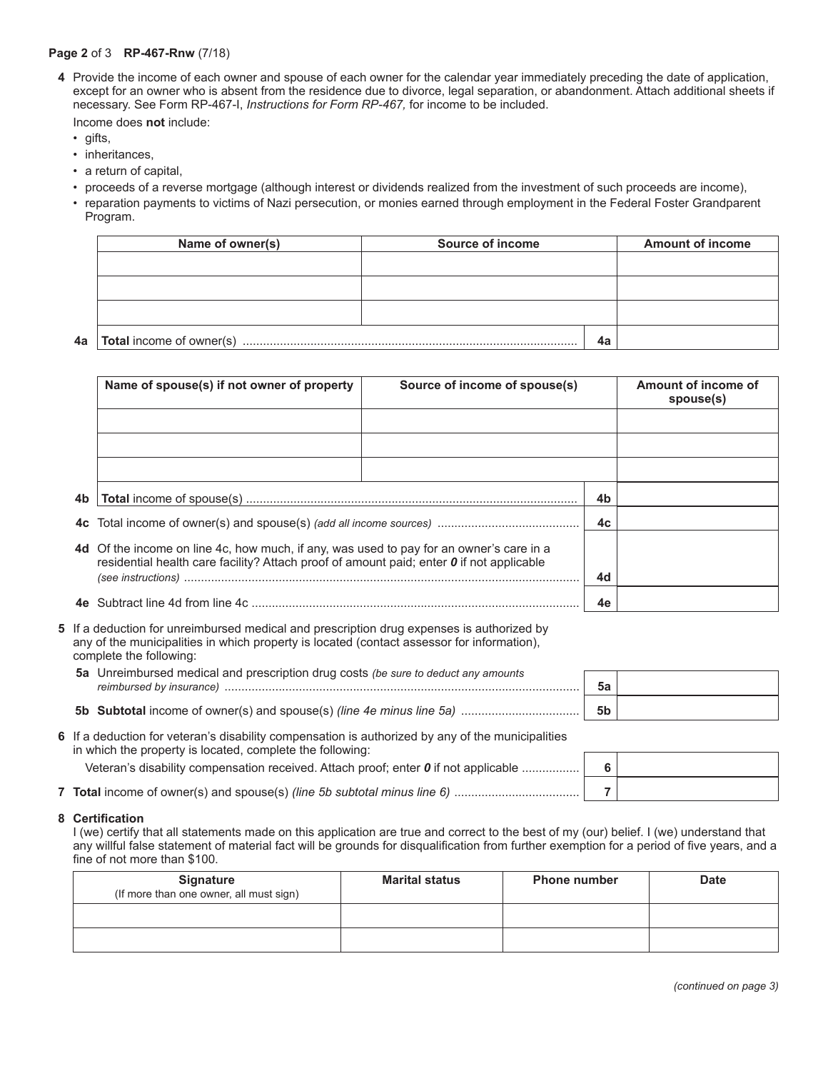**4** Provide the income of each owner and spouse of each owner for the calendar year immediately preceding the date of application, except for an owner who is absent from the residence due to divorce, legal separation, or abandonment. Attach additional sheets if necessary. See Form RP-467-I, *Instructions for Form RP-467,* for income to be included.

Income does **not** include:

- gifts,
- inheritances,
- a return of capital,
- proceeds of a reverse mortgage (although interest or dividends realized from the investment of such proceeds are income),
- reparation payments to victims of Nazi persecution, or monies earned through employment in the Federal Foster Grandparent Program.

| Name of owner(s) | Source of income | | Amount of income |
|---|---|---|---|
| | | | |
| | | | |
| | | | |
| **4a** **Total** income of owner(s) | | 4a | |

| Name of spouse(s) if not owner of property | Source of income of spouse(s) | | Amount of income of spouse(s) |
|---|---|---|---|
| | | | |
| | | | |
| | | | |
| **4b** **Total** income of spouse(s) | | 4b | |
| **4c** Total income of owner(s) and spouse(s) *(add all income sources)* | | 4c | |
| **4d** Of the income on line 4c, how much, if any, was used to pay for an owner's care in a residential health care facility? Attach proof of amount paid; enter ***0*** if not applicable *(see instructions)* | | 4d | |
| **4e** Subtract line 4d from line 4c | | 4e | |

**5** If a deduction for unreimbursed medical and prescription drug expenses is authorized by any of the municipalities in which property is located (contact assessor for information), complete the following:

| | | |
|---|---|---|
| **5a** Unreimbursed medical and prescription drug costs *(be sure to deduct any amounts reimbursed by insurance)* | 5a | |
| **5b** **Subtotal** income of owner(s) and spouse(s) *(line 4e minus line 5a)* | 5b | |

**6** If a deduction for veteran's disability compensation is authorized by any of the municipalities in which the property is located, complete the following:

| | | |
|---|---|---|
| Veteran's disability compensation received. Attach proof; enter ***0*** if not applicable | 6 | |
| **7** **Total** income of owner(s) and spouse(s) *(line 5b subtotal minus line 6)* | 7 | |

**8 Certification**

I (we) certify that all statements made on this application are true and correct to the best of my (our) belief. I (we) understand that any willful false statement of material fact will be grounds for disqualification from further exemption for a period of five years, and a fine of not more than $100.

| Signature (If more than one owner, all must sign) | Marital status | Phone number | Date |
|---|---|---|---|
| | | | |
| | | | |

*(continued on page 3)*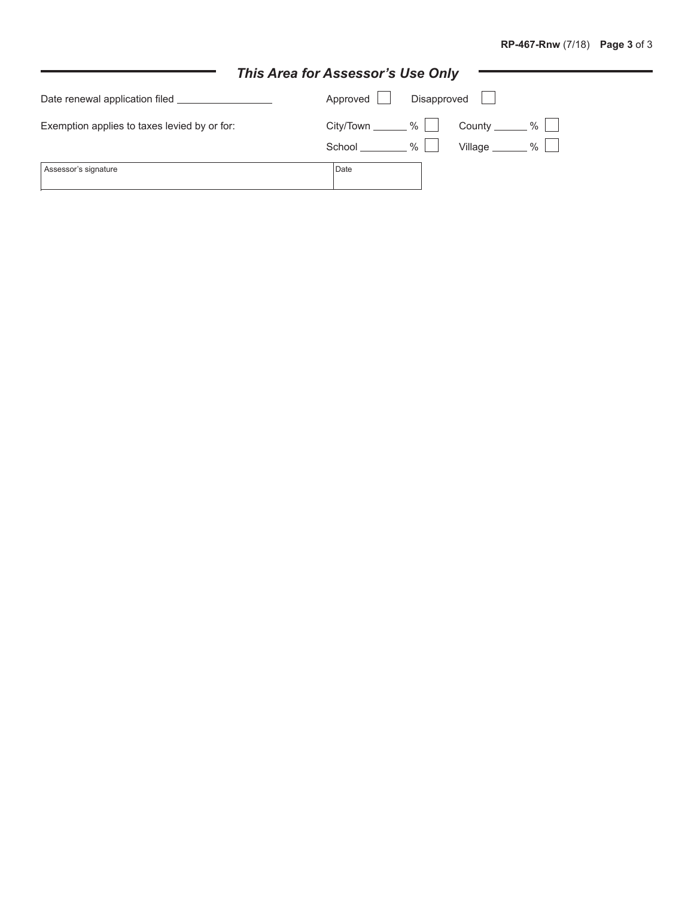## *This Area for Assessor's Use Only*

Date renewal application filed ________________

Approved ☐ Disapproved ☐

Exemption applies to taxes levied by or for:

City/Town ______ % ☐ County ______ % ☐

School ________ % ☐ Village ______ % ☐

| Assessor's signature | Date |
|---|---|
| | |